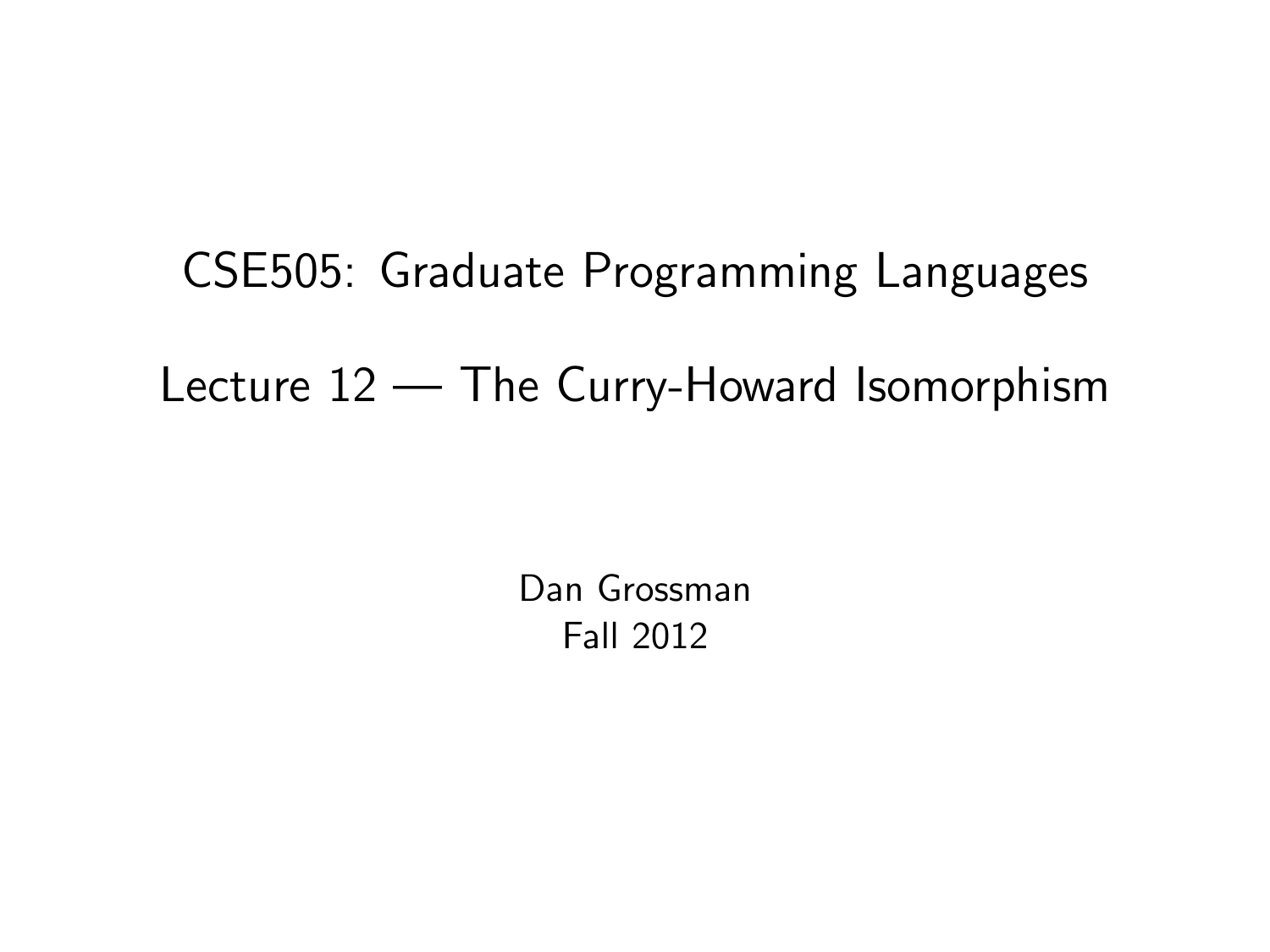# CSE505: Graduate Programming Languages

## Lecture 12 — The Curry-Howard Isomorphism

Dan Grossman
Fall 2012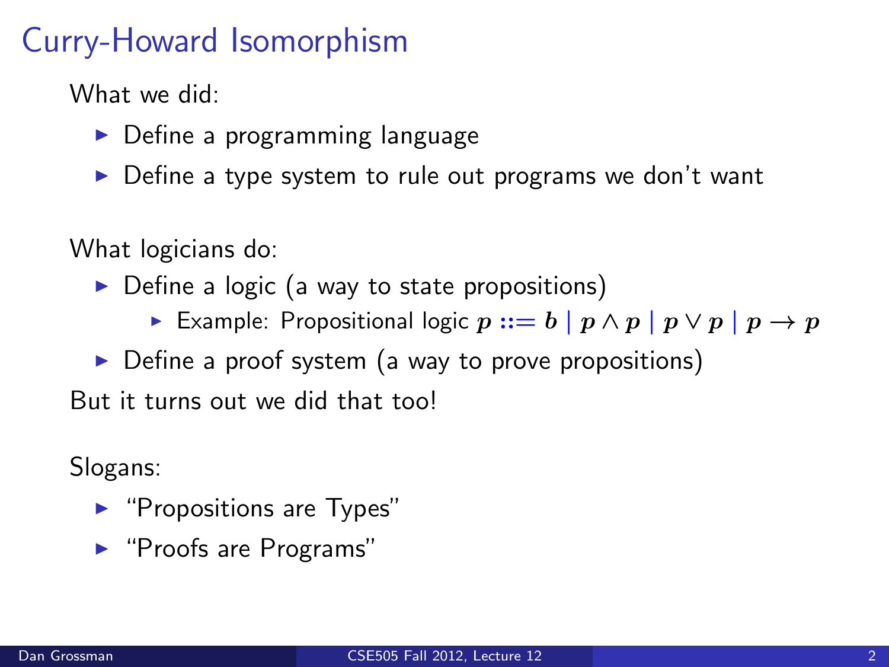# Curry-Howard Isomorphism

What we did:

- Define a programming language
- Define a type system to rule out programs we don't want

What logicians do:

- Define a logic (a way to state propositions)
  - Example: Propositional logic $p ::= b \mid p \land p \mid p \lor p \mid p \to p$
- Define a proof system (a way to prove propositions)

But it turns out we did that too!

Slogans:

- "Propositions are Types"
- "Proofs are Programs"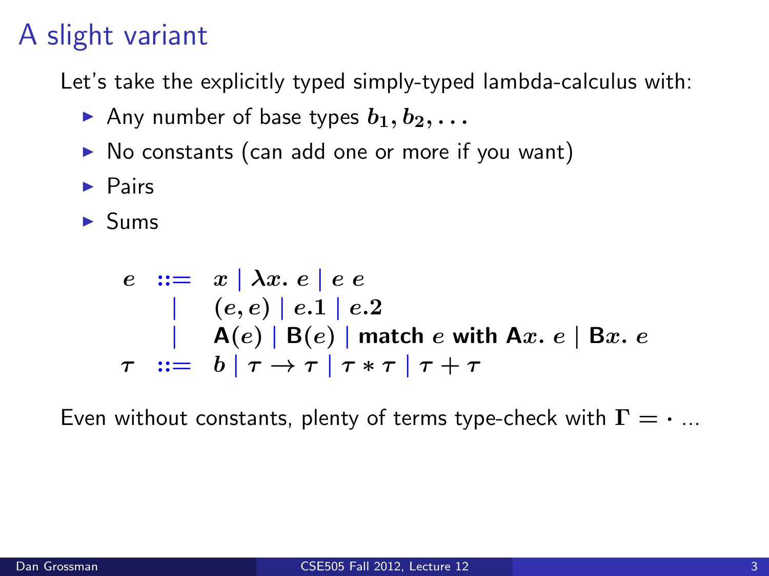# A slight variant

Let's take the explicitly typed simply-typed lambda-calculus with:

- Any number of base types $b_1, b_2, \ldots$
- No constants (can add one or more if you want)
- Pairs
- Sums

$$
\begin{array}{rcl}
e & ::= & x \mid \lambda x.\ e \mid e\ e \\
  & \mid & (e, e) \mid e.1 \mid e.2 \\
  & \mid & \mathsf{A}(e) \mid \mathsf{B}(e) \mid \textbf{match}\ e\ \textbf{with}\ \mathsf{A}x.\ e \mid \mathsf{B}x.\ e \\
\tau & ::= & b \mid \tau \rightarrow \tau \mid \tau * \tau \mid \tau + \tau
\end{array}
$$

Even without constants, plenty of terms type-check with $\Gamma = \cdot$ ...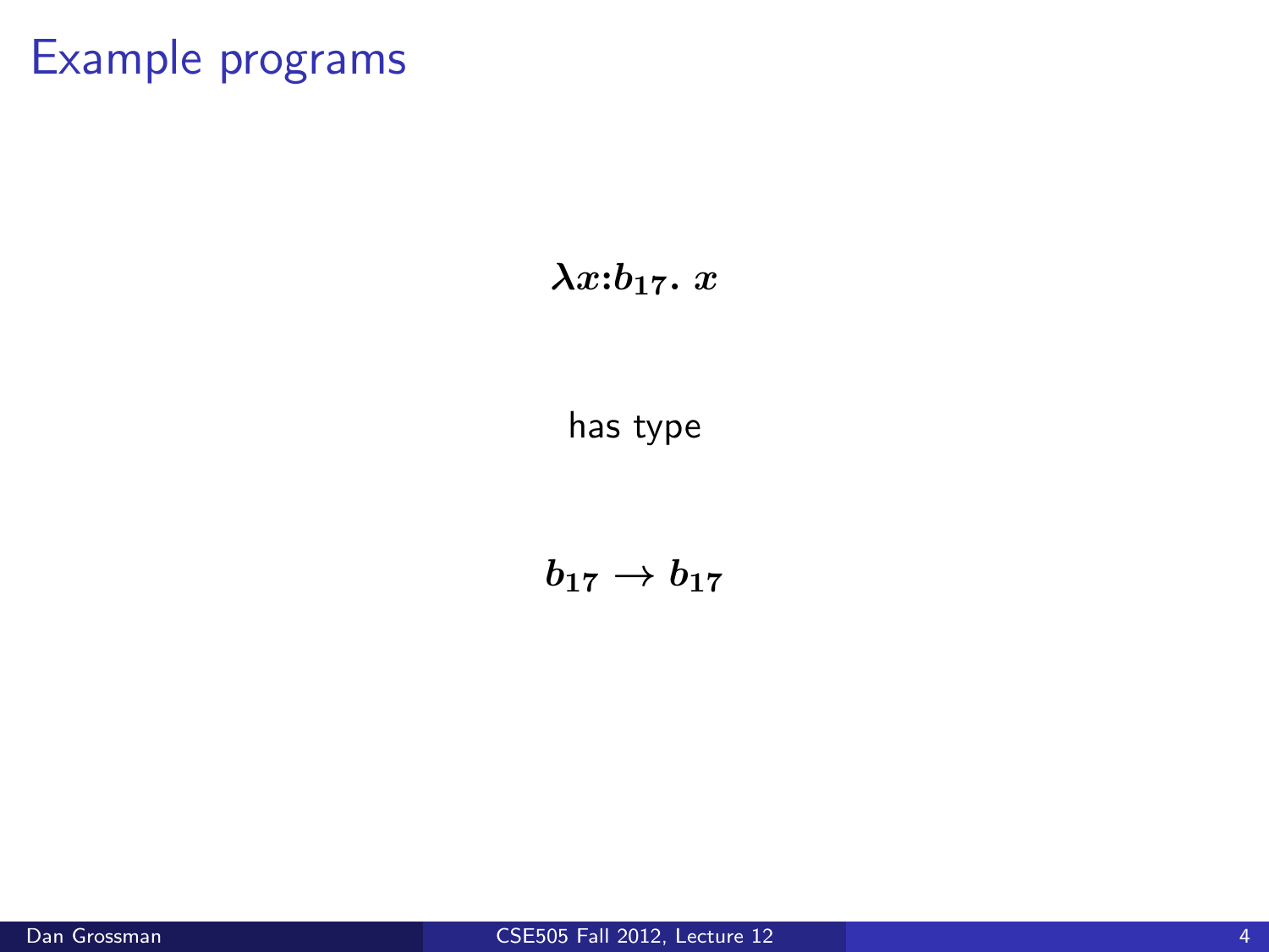# Example programs

$$\lambda x{:}b_{17}.\ x$$

has type

$$b_{17} \rightarrow b_{17}$$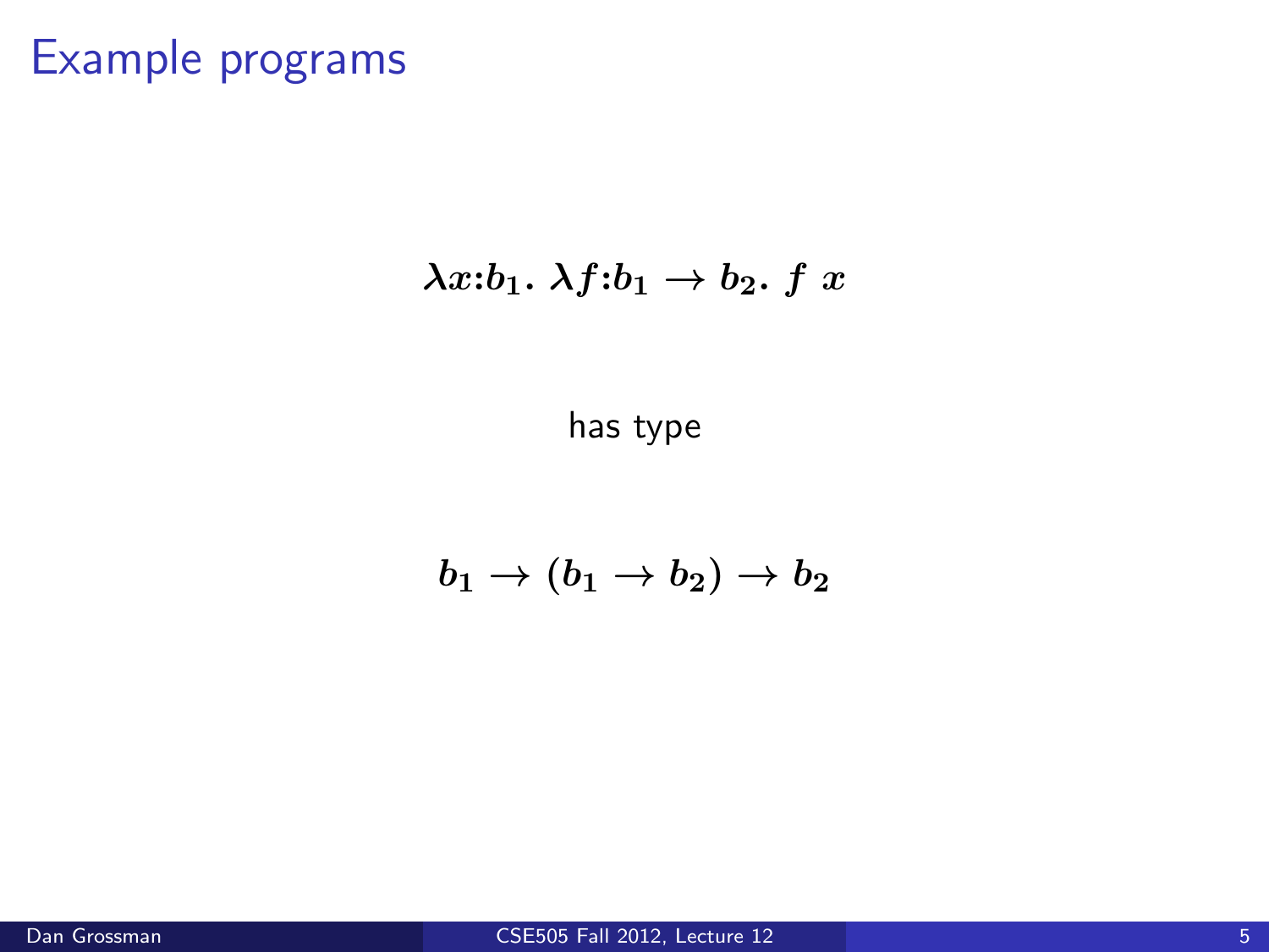# Example programs

$$\lambda x{:}b_1.\ \lambda f{:}b_1 \to b_2.\ f\ x$$

has type

$$b_1 \to (b_1 \to b_2) \to b_2$$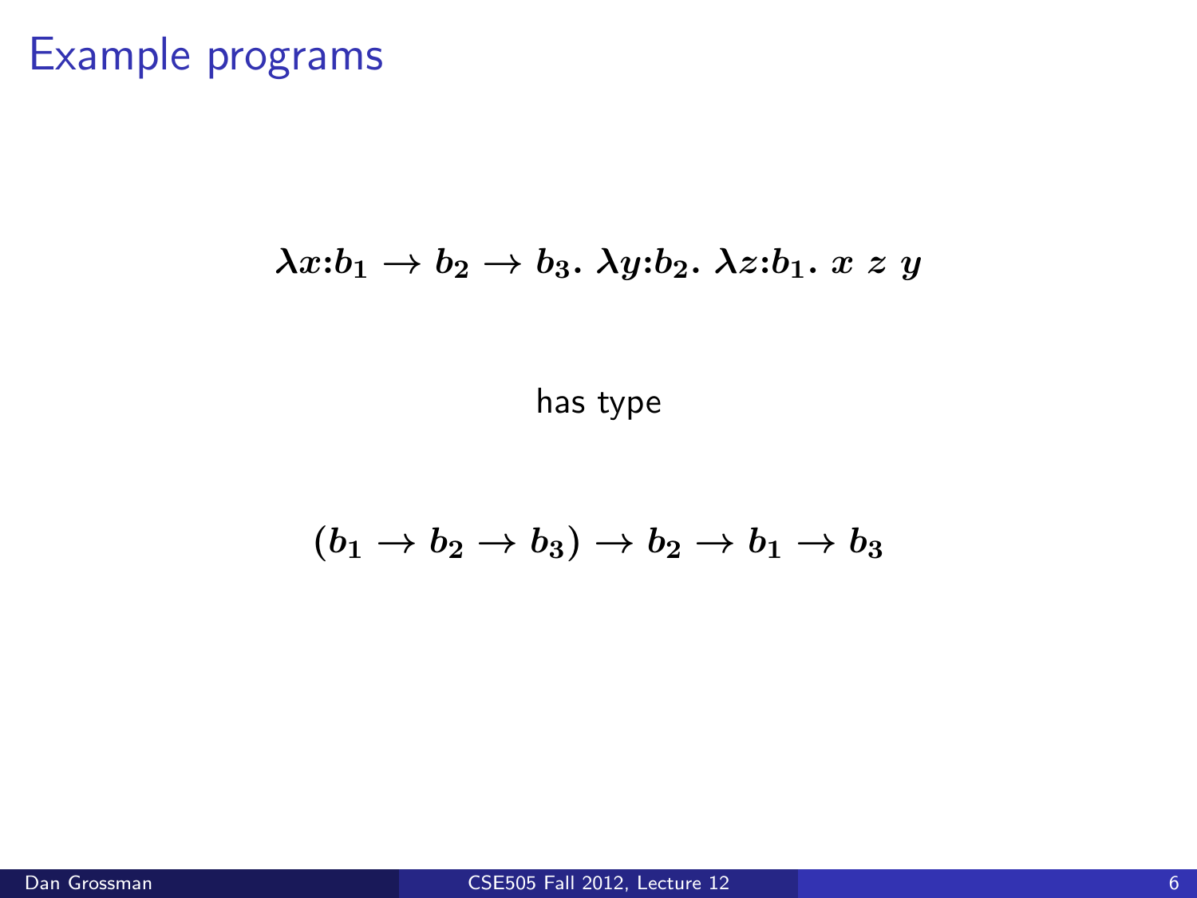# Example programs

$$\lambda x{:}b_1 \to b_2 \to b_3.\ \lambda y{:}b_2.\ \lambda z{:}b_1.\ x\ z\ y$$

has type

$$(b_1 \to b_2 \to b_3) \to b_2 \to b_1 \to b_3$$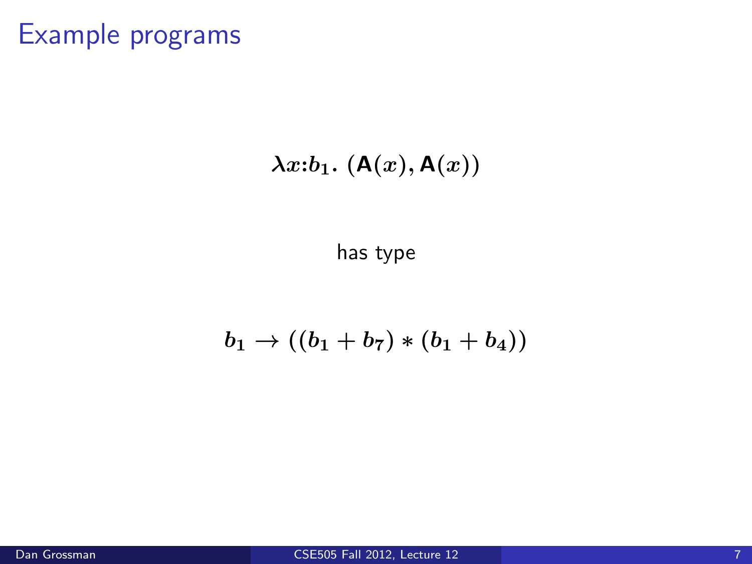# Example programs

$$\lambda x{:}b_1.\ (\mathsf{A}(x), \mathsf{A}(x))$$

has type

$$b_1 \rightarrow ((b_1 + b_7) * (b_1 + b_4))$$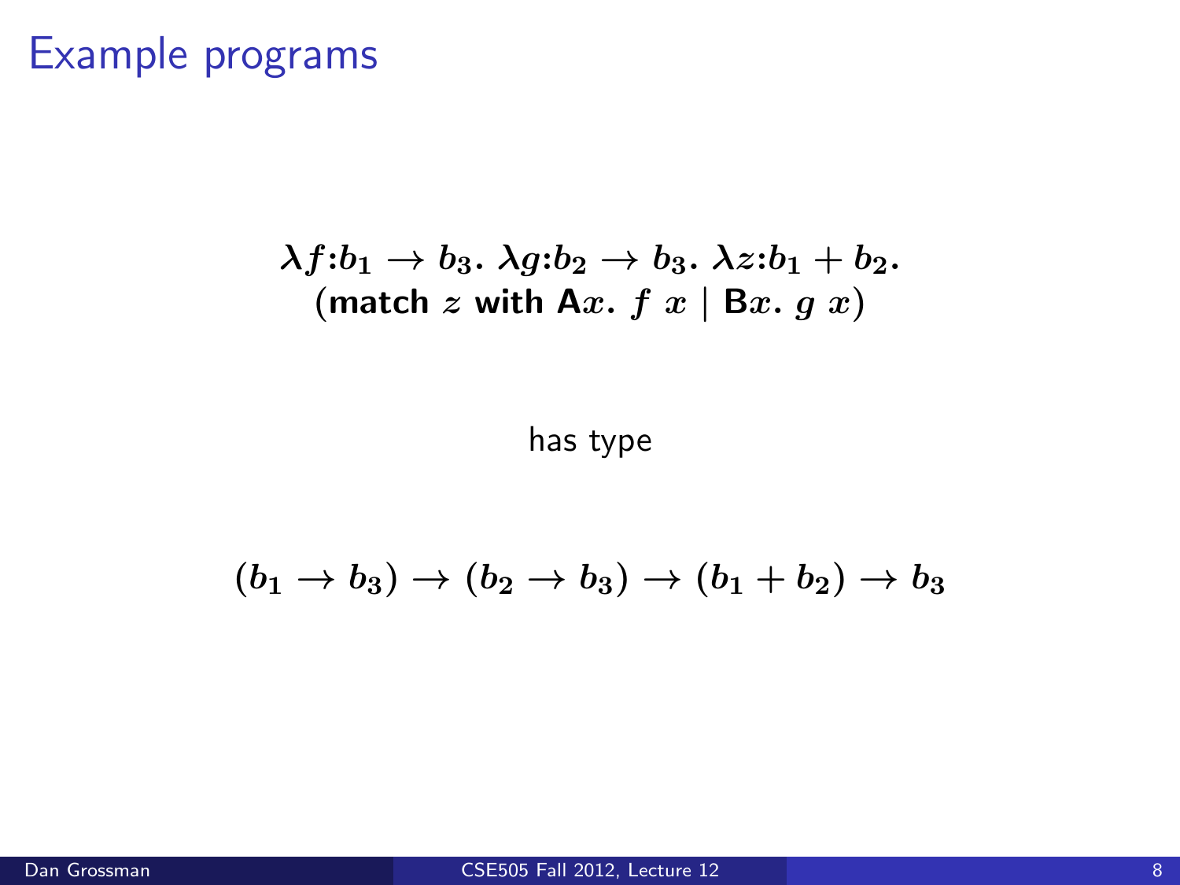# Example programs

$$\lambda f{:}b_1 \rightarrow b_3.\ \lambda g{:}b_2 \rightarrow b_3.\ \lambda z{:}b_1 + b_2.$$
$$(\textbf{match}\ z\ \textbf{with}\ \mathsf{A}x.\ f\ x \mid \mathsf{B}x.\ g\ x)$$

has type

$$(b_1 \rightarrow b_3) \rightarrow (b_2 \rightarrow b_3) \rightarrow (b_1 + b_2) \rightarrow b_3$$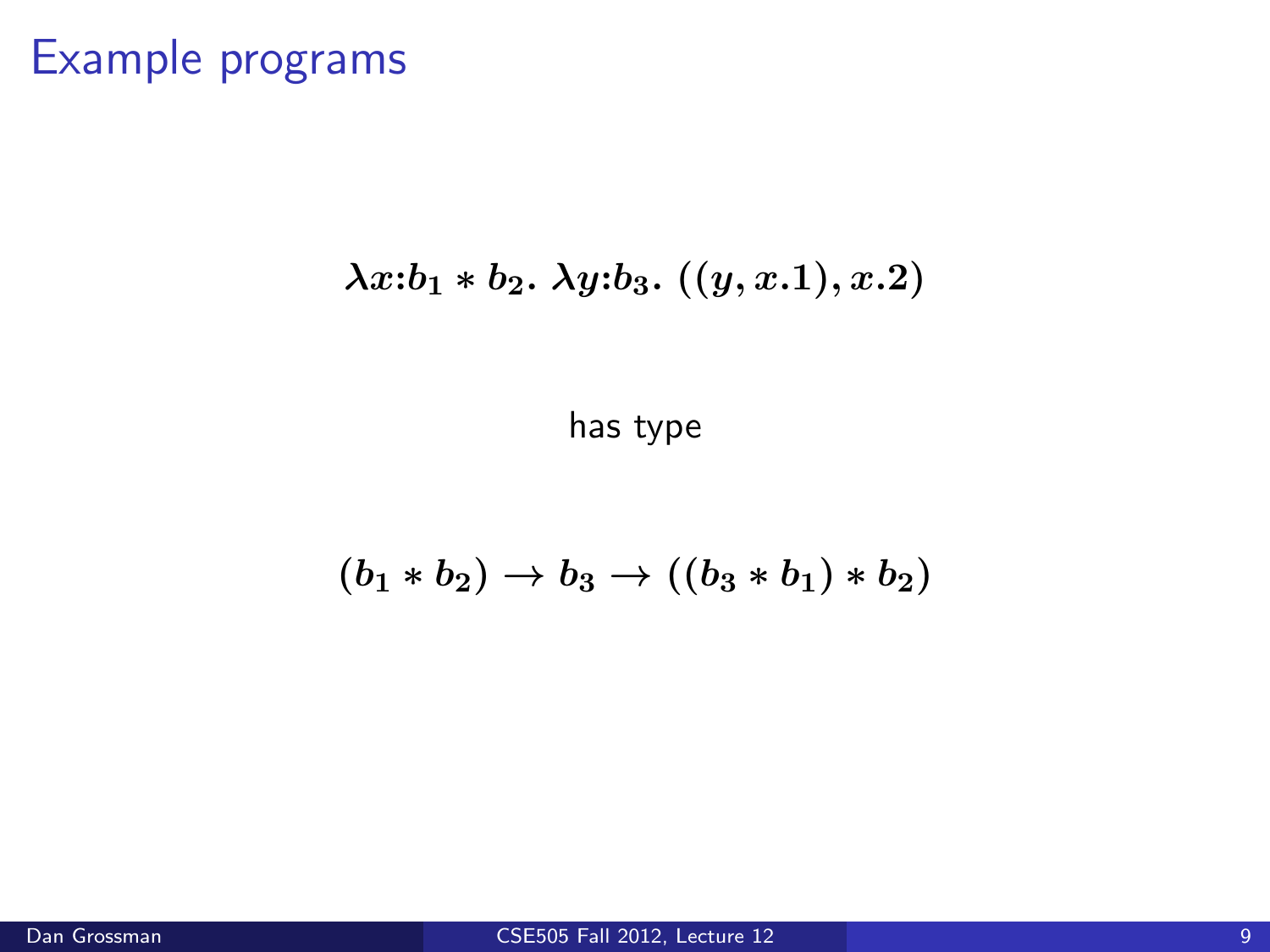# Example programs

$$\lambda x{:}b_1 * b_2.\ \lambda y{:}b_3.\ ((y, x.1), x.2)$$

has type

$$(b_1 * b_2) \rightarrow b_3 \rightarrow ((b_3 * b_1) * b_2)$$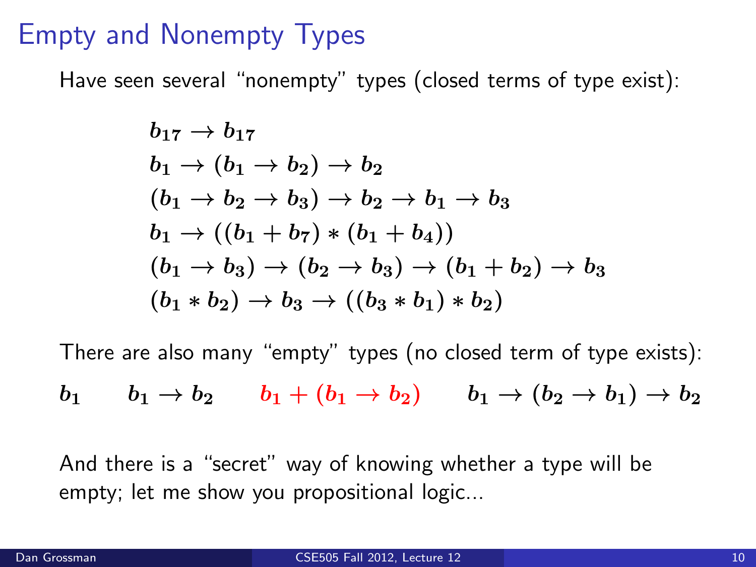# Empty and Nonempty Types

Have seen several "nonempty" types (closed terms of type exist):

$$
\begin{aligned}
&b_{17} \to b_{17} \\
&b_1 \to (b_1 \to b_2) \to b_2 \\
&(b_1 \to b_2 \to b_3) \to b_2 \to b_1 \to b_3 \\
&b_1 \to ((b_1 + b_7) * (b_1 + b_4)) \\
&(b_1 \to b_3) \to (b_2 \to b_3) \to (b_1 + b_2) \to b_3 \\
&(b_1 * b_2) \to b_3 \to ((b_3 * b_1) * b_2)
\end{aligned}
$$

There are also many "empty" types (no closed term of type exists):

$$b_1 \qquad b_1 \to b_2 \qquad b_1 + (b_1 \to b_2) \qquad b_1 \to (b_2 \to b_1) \to b_2$$

And there is a "secret" way of knowing whether a type will be empty; let me show you propositional logic...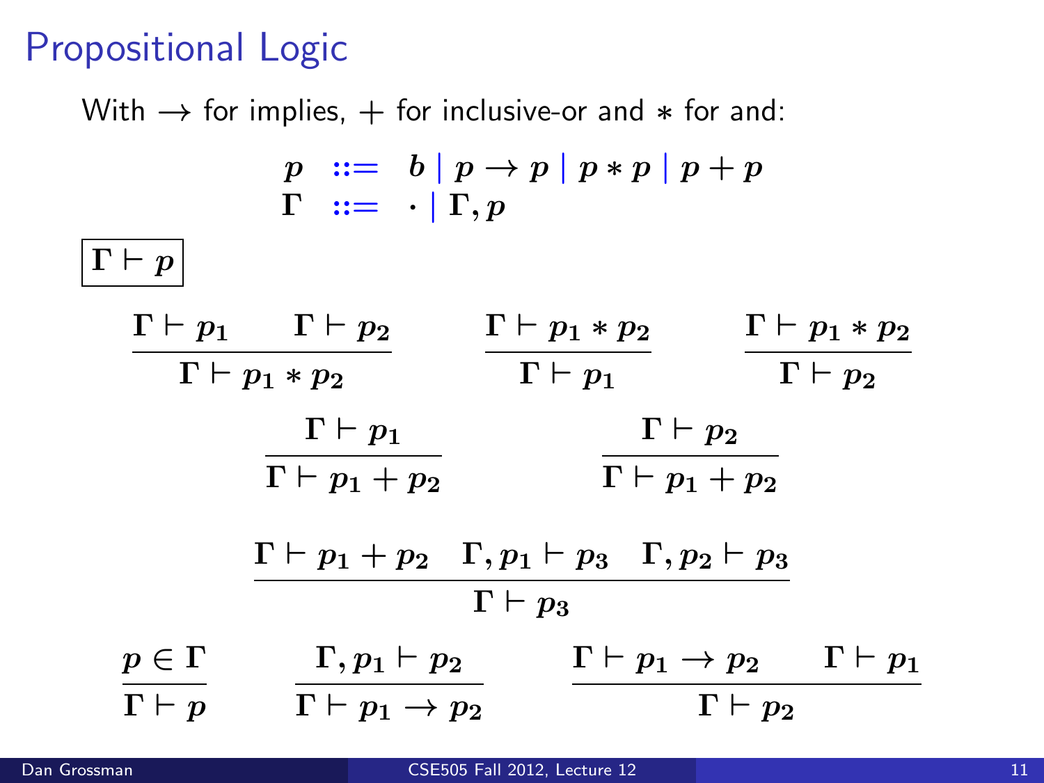# Propositional Logic

With $\rightarrow$ for implies, $+$ for inclusive-or and $*$ for and:

$$
\begin{array}{rcl}
p & ::= & b \mid p \rightarrow p \mid p * p \mid p + p \\
\Gamma & ::= & \cdot \mid \Gamma, p
\end{array}
$$

$$\boxed{\Gamma \vdash p}$$

$$
\frac{\Gamma \vdash p_1 \qquad \Gamma \vdash p_2}{\Gamma \vdash p_1 * p_2}
\qquad
\frac{\Gamma \vdash p_1 * p_2}{\Gamma \vdash p_1}
\qquad
\frac{\Gamma \vdash p_1 * p_2}{\Gamma \vdash p_2}
$$

$$
\frac{\Gamma \vdash p_1}{\Gamma \vdash p_1 + p_2}
\qquad
\frac{\Gamma \vdash p_2}{\Gamma \vdash p_1 + p_2}
$$

$$
\frac{\Gamma \vdash p_1 + p_2 \quad \Gamma, p_1 \vdash p_3 \quad \Gamma, p_2 \vdash p_3}{\Gamma \vdash p_3}
$$

$$
\frac{p \in \Gamma}{\Gamma \vdash p}
\qquad
\frac{\Gamma, p_1 \vdash p_2}{\Gamma \vdash p_1 \rightarrow p_2}
\qquad
\frac{\Gamma \vdash p_1 \rightarrow p_2 \qquad \Gamma \vdash p_1}{\Gamma \vdash p_2}
$$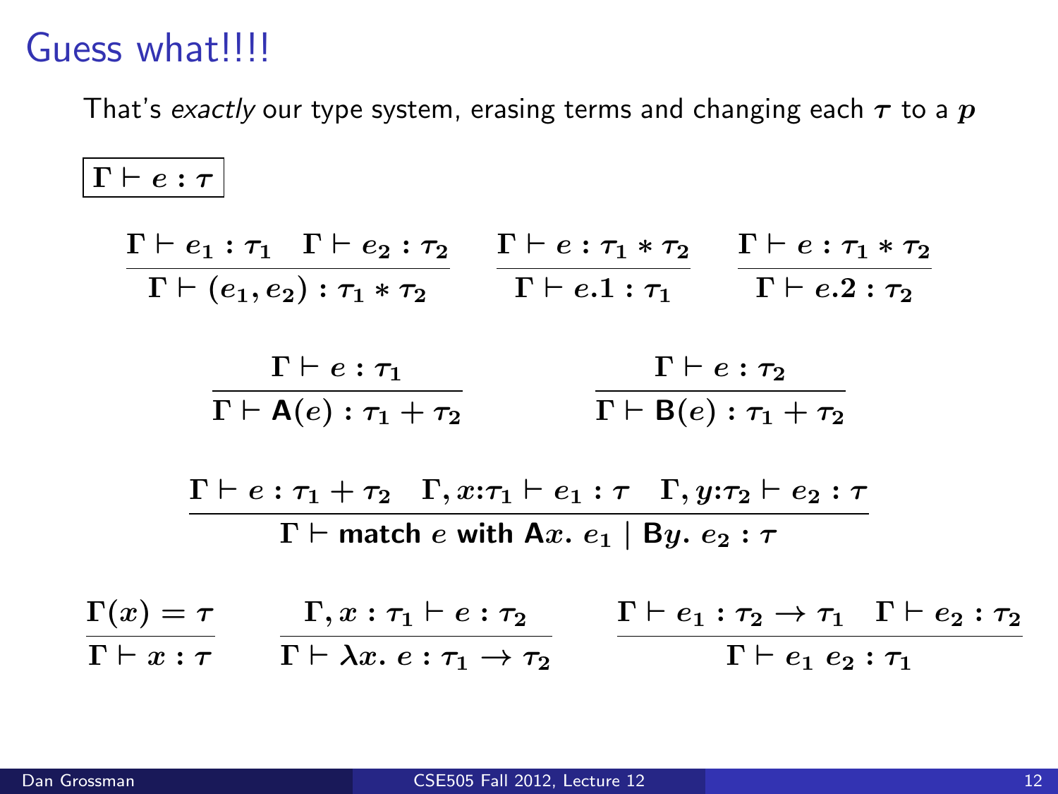# Guess what!!!!

That's *exactly* our type system, erasing terms and changing each $\tau$ to a $p$

$$\boxed{\Gamma \vdash e : \tau}$$

$$\frac{\Gamma \vdash e_1 : \tau_1 \quad \Gamma \vdash e_2 : \tau_2}{\Gamma \vdash (e_1, e_2) : \tau_1 * \tau_2} \qquad \frac{\Gamma \vdash e : \tau_1 * \tau_2}{\Gamma \vdash e.1 : \tau_1} \qquad \frac{\Gamma \vdash e : \tau_1 * \tau_2}{\Gamma \vdash e.2 : \tau_2}$$

$$\frac{\Gamma \vdash e : \tau_1}{\Gamma \vdash \mathsf{A}(e) : \tau_1 + \tau_2} \qquad \frac{\Gamma \vdash e : \tau_2}{\Gamma \vdash \mathsf{B}(e) : \tau_1 + \tau_2}$$

$$\frac{\Gamma \vdash e : \tau_1 + \tau_2 \quad \Gamma, x{:}\tau_1 \vdash e_1 : \tau \quad \Gamma, y{:}\tau_2 \vdash e_2 : \tau}{\Gamma \vdash \textbf{match } e \textbf{ with } \mathsf{A}x.\ e_1 \mid \mathsf{B}y.\ e_2 : \tau}$$

$$\frac{\Gamma(x) = \tau}{\Gamma \vdash x : \tau} \qquad \frac{\Gamma, x : \tau_1 \vdash e : \tau_2}{\Gamma \vdash \lambda x.\ e : \tau_1 \to \tau_2} \qquad \frac{\Gamma \vdash e_1 : \tau_2 \to \tau_1 \quad \Gamma \vdash e_2 : \tau_2}{\Gamma \vdash e_1\ e_2 : \tau_1}$$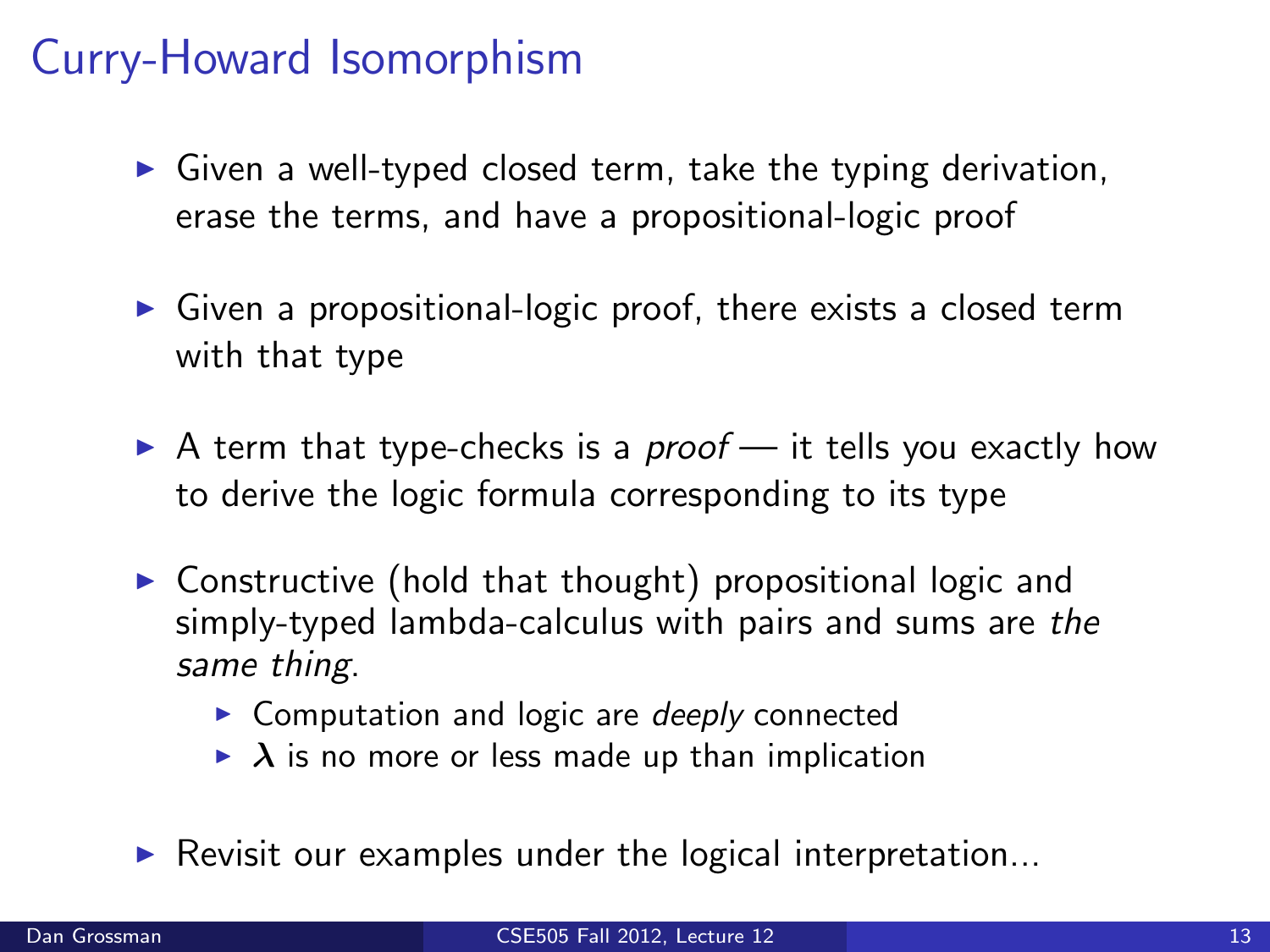# Curry-Howard Isomorphism

- Given a well-typed closed term, take the typing derivation, erase the terms, and have a propositional-logic proof
- Given a propositional-logic proof, there exists a closed term with that type
- A term that type-checks is a *proof* — it tells you exactly how to derive the logic formula corresponding to its type
- Constructive (hold that thought) propositional logic and simply-typed lambda-calculus with pairs and sums are *the same thing*.
  - Computation and logic are *deeply* connected
  - $\lambda$ is no more or less made up than implication
- Revisit our examples under the logical interpretation...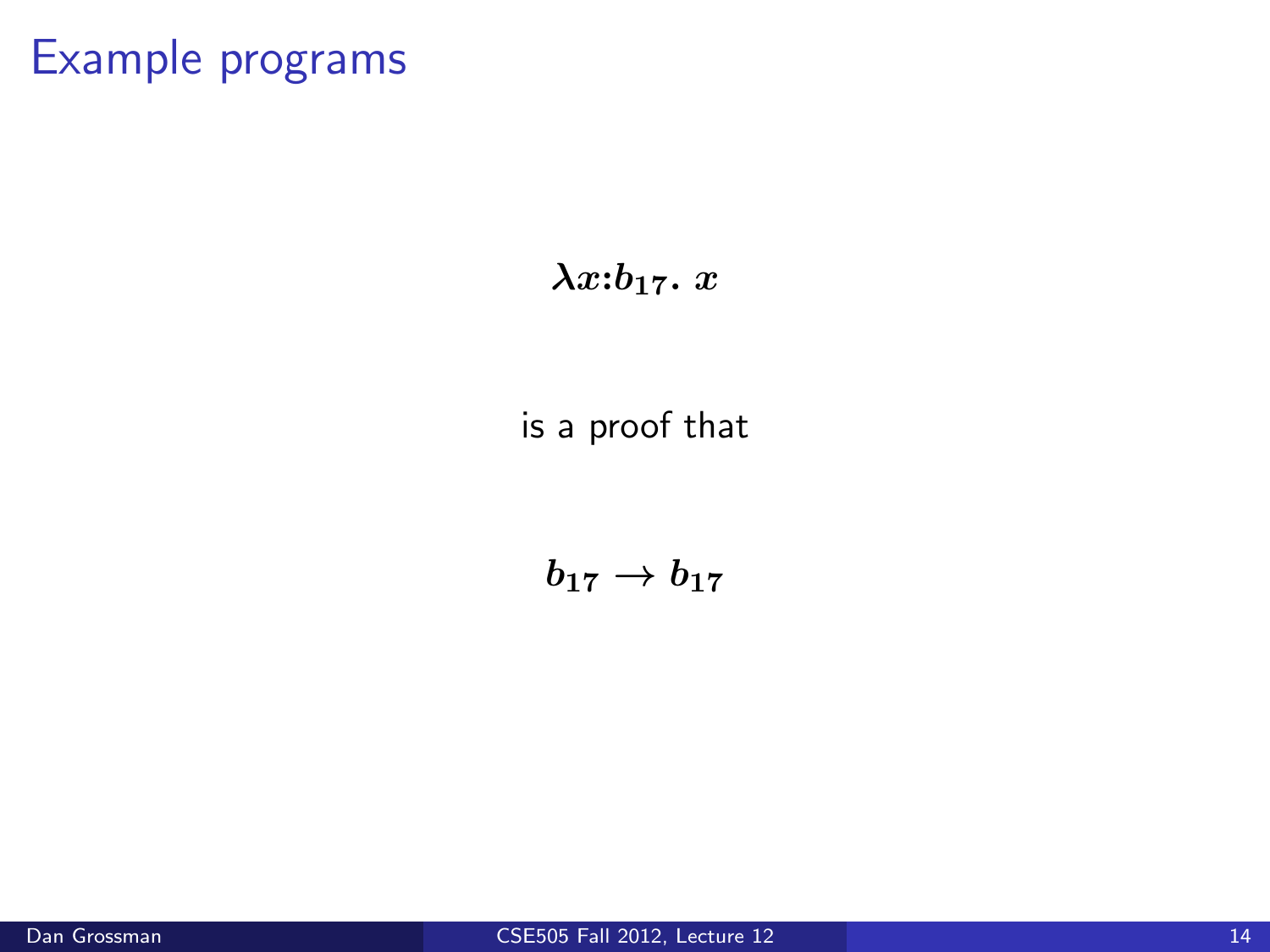# Example programs

$$\lambda x{:}b_{17}.\ x$$

is a proof that

$$b_{17} \rightarrow b_{17}$$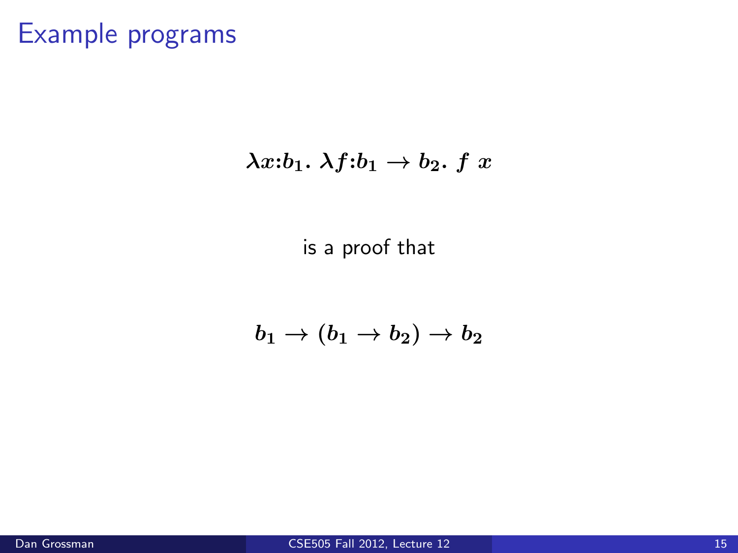# Example programs

$$\lambda x{:}b_1.\ \lambda f{:}b_1 \to b_2.\ f\ x$$

is a proof that

$$b_1 \to (b_1 \to b_2) \to b_2$$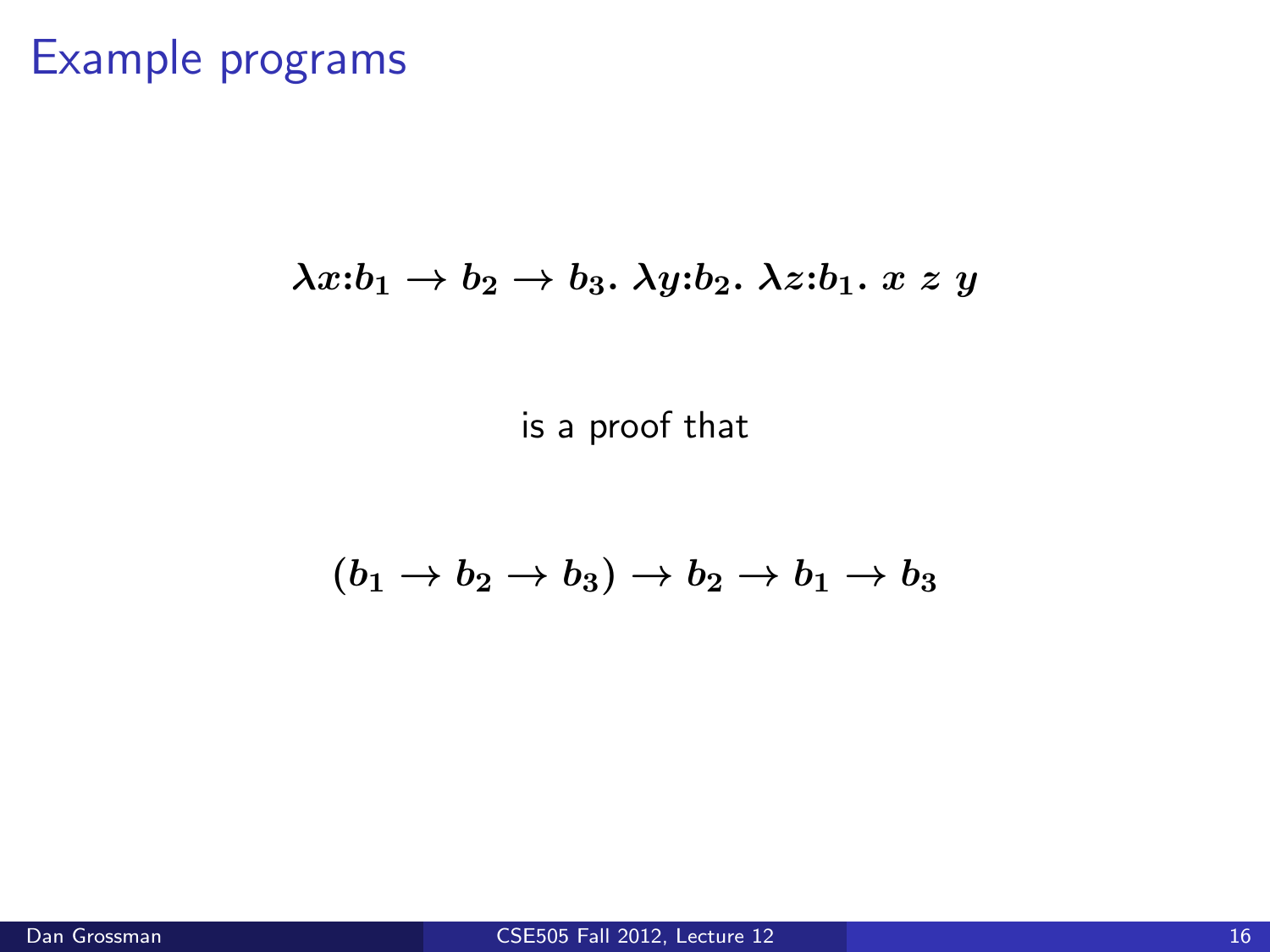# Example programs

$$\lambda x{:}b_1 \to b_2 \to b_3.\ \lambda y{:}b_2.\ \lambda z{:}b_1.\ x\ z\ y$$

is a proof that

$$(b_1 \to b_2 \to b_3) \to b_2 \to b_1 \to b_3$$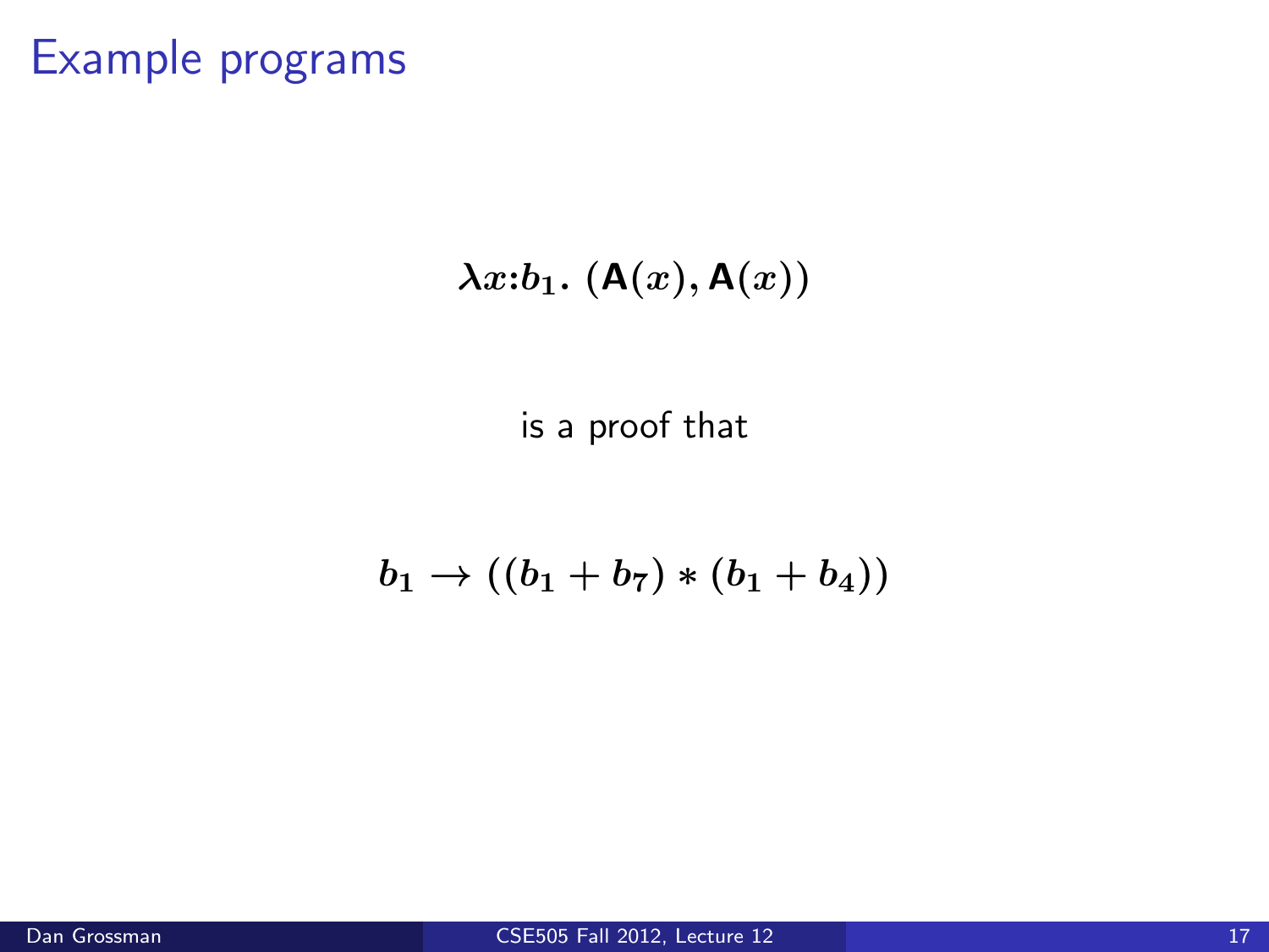# Example programs

$$\lambda x{:}b_1.\ (\mathsf{A}(x), \mathsf{A}(x))$$

is a proof that

$$b_1 \rightarrow ((b_1 + b_7) * (b_1 + b_4))$$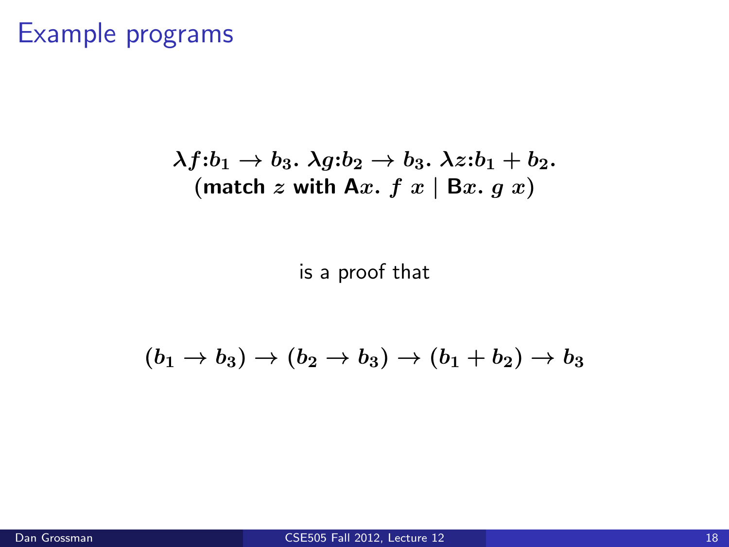# Example programs

$$\lambda f{:}b_1 \to b_3.\ \lambda g{:}b_2 \to b_3.\ \lambda z{:}b_1 + b_2.$$
$$(\textbf{match}\ z\ \textbf{with}\ \mathsf{A}x.\ f\ x \mid \mathsf{B}x.\ g\ x)$$

is a proof that

$$(b_1 \to b_3) \to (b_2 \to b_3) \to (b_1 + b_2) \to b_3$$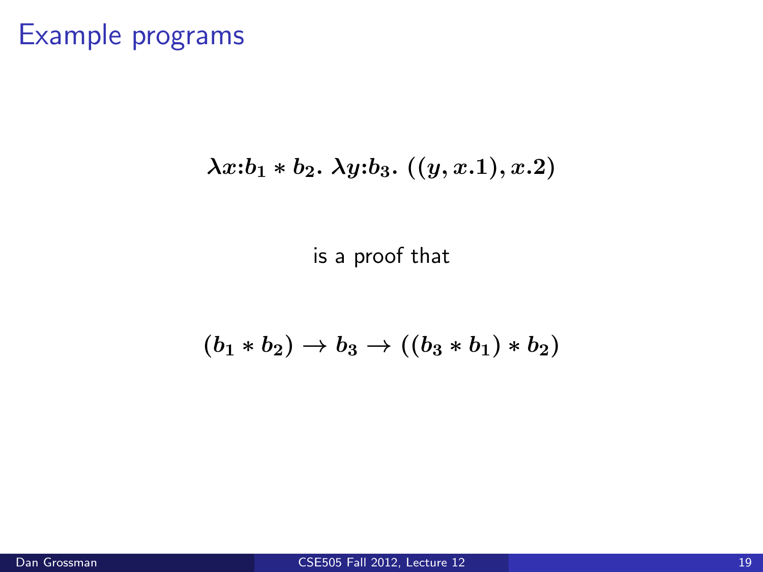# Example programs

$$\lambda x{:}b_1 * b_2.\ \lambda y{:}b_3.\ ((y, x.1), x.2)$$

is a proof that

$$(b_1 * b_2) \rightarrow b_3 \rightarrow ((b_3 * b_1) * b_2)$$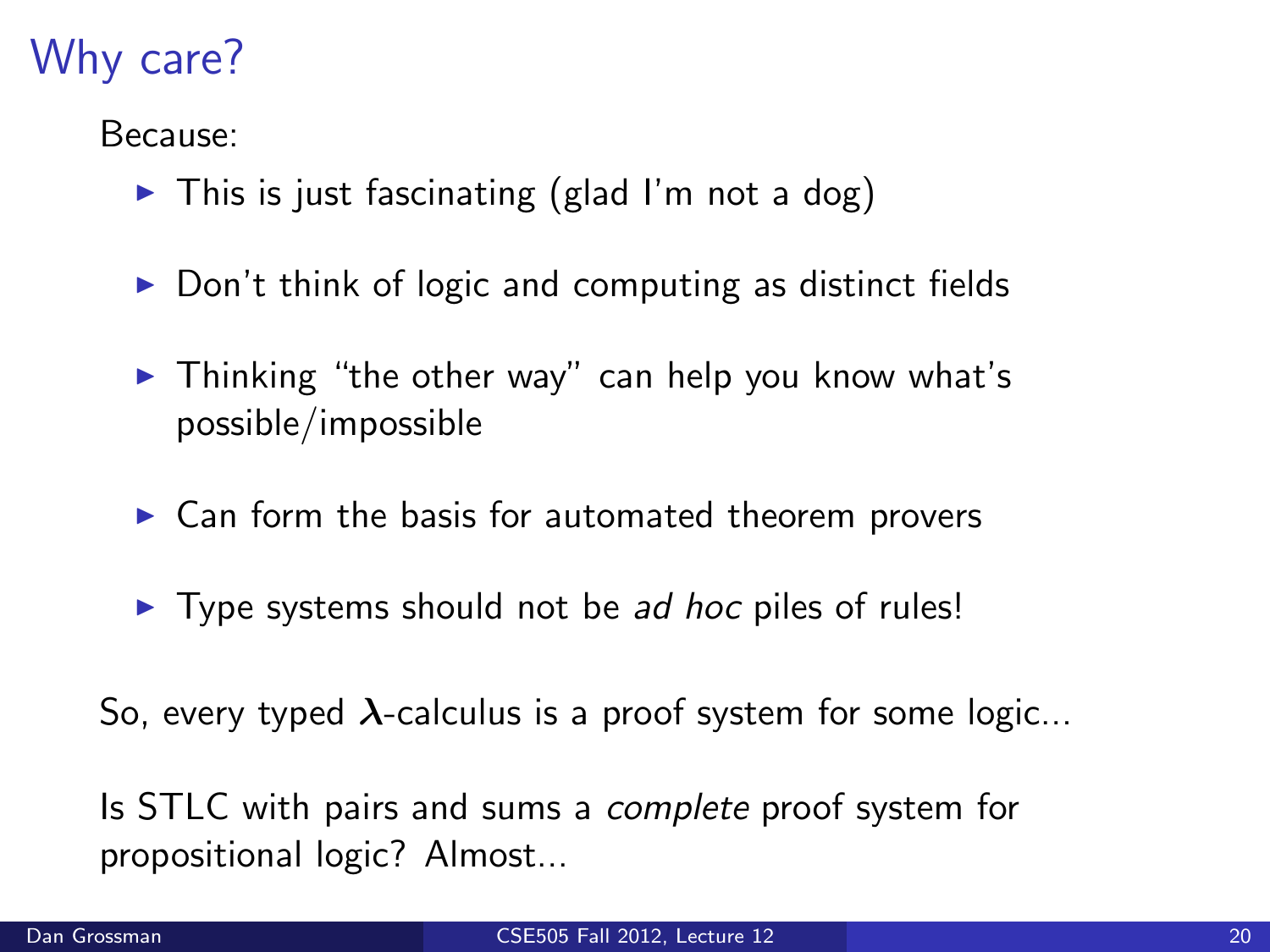# Why care?

Because:

- This is just fascinating (glad I'm not a dog)
- Don't think of logic and computing as distinct fields
- Thinking "the other way" can help you know what's possible/impossible
- Can form the basis for automated theorem provers
- Type systems should not be *ad hoc* piles of rules!

So, every typed $\lambda$-calculus is a proof system for some logic...

Is STLC with pairs and sums a *complete* proof system for propositional logic? Almost...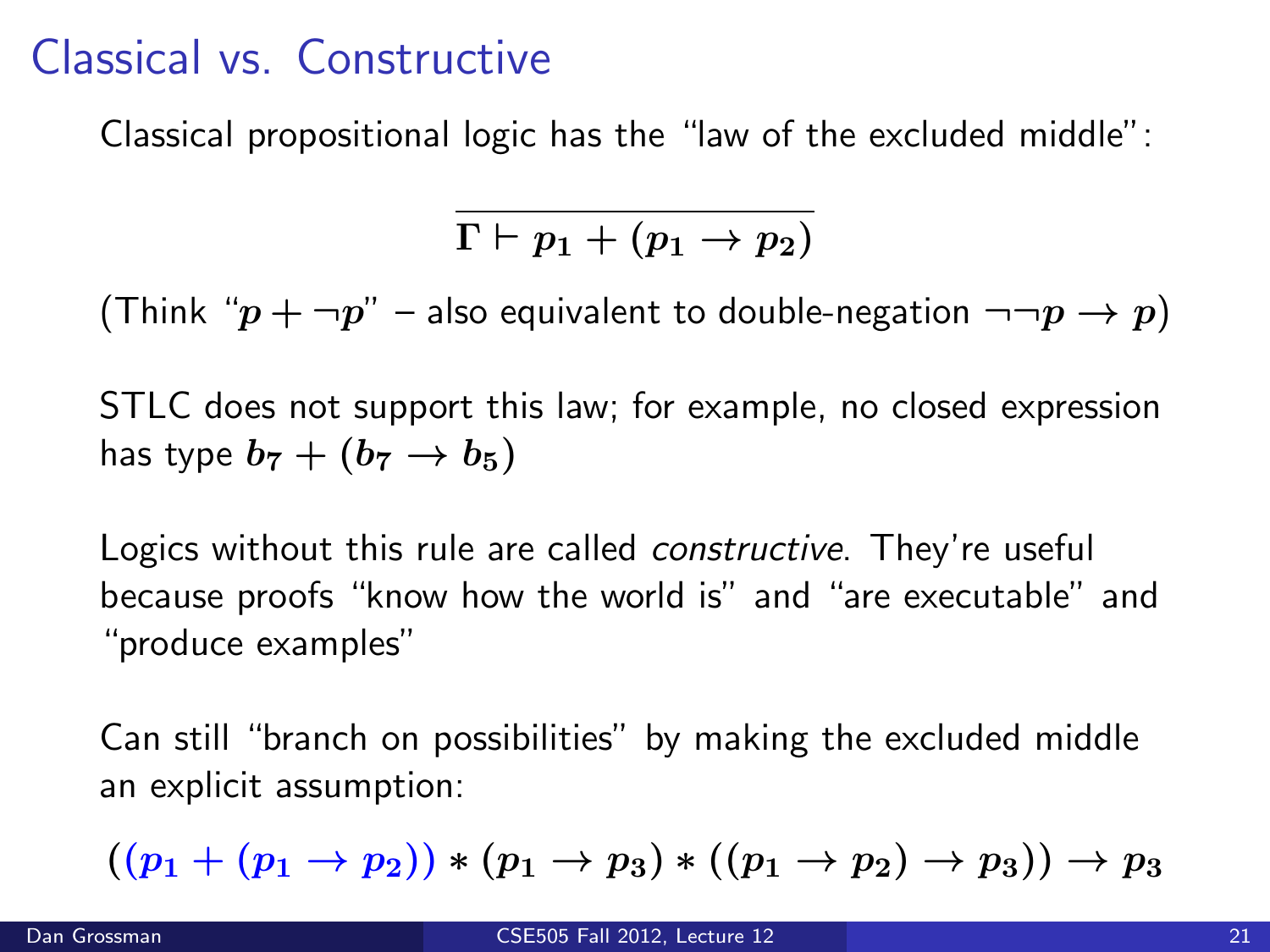# Classical vs. Constructive

Classical propositional logic has the "law of the excluded middle":

$$\frac{}{\Gamma \vdash p_1 + (p_1 \to p_2)}$$

(Think "$p + \neg p$" – also equivalent to double-negation $\neg\neg p \to p$)

STLC does not support this law; for example, no closed expression has type $b_7 + (b_7 \to b_5)$

Logics without this rule are called *constructive*. They're useful because proofs "know how the world is" and "are executable" and "produce examples"

Can still "branch on possibilities" by making the excluded middle an explicit assumption:

$$((p_1 + (p_1 \to p_2)) * (p_1 \to p_3) * ((p_1 \to p_2) \to p_3)) \to p_3$$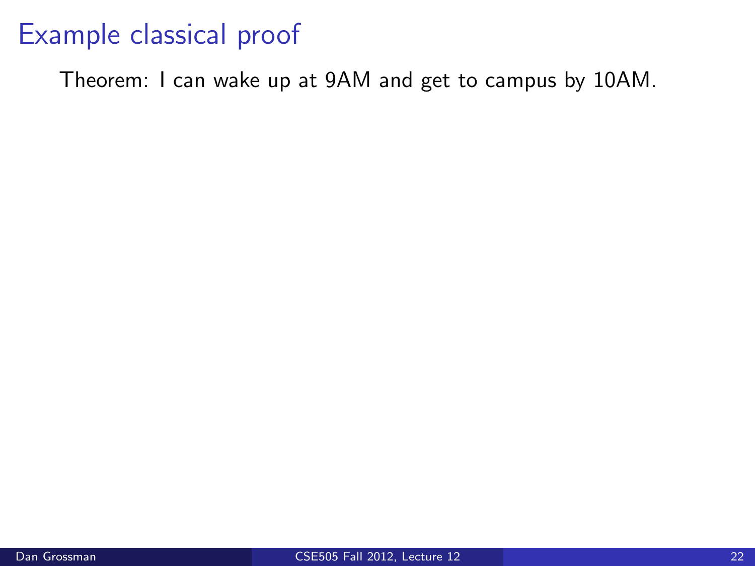# Example classical proof

Theorem: I can wake up at 9AM and get to campus by 10AM.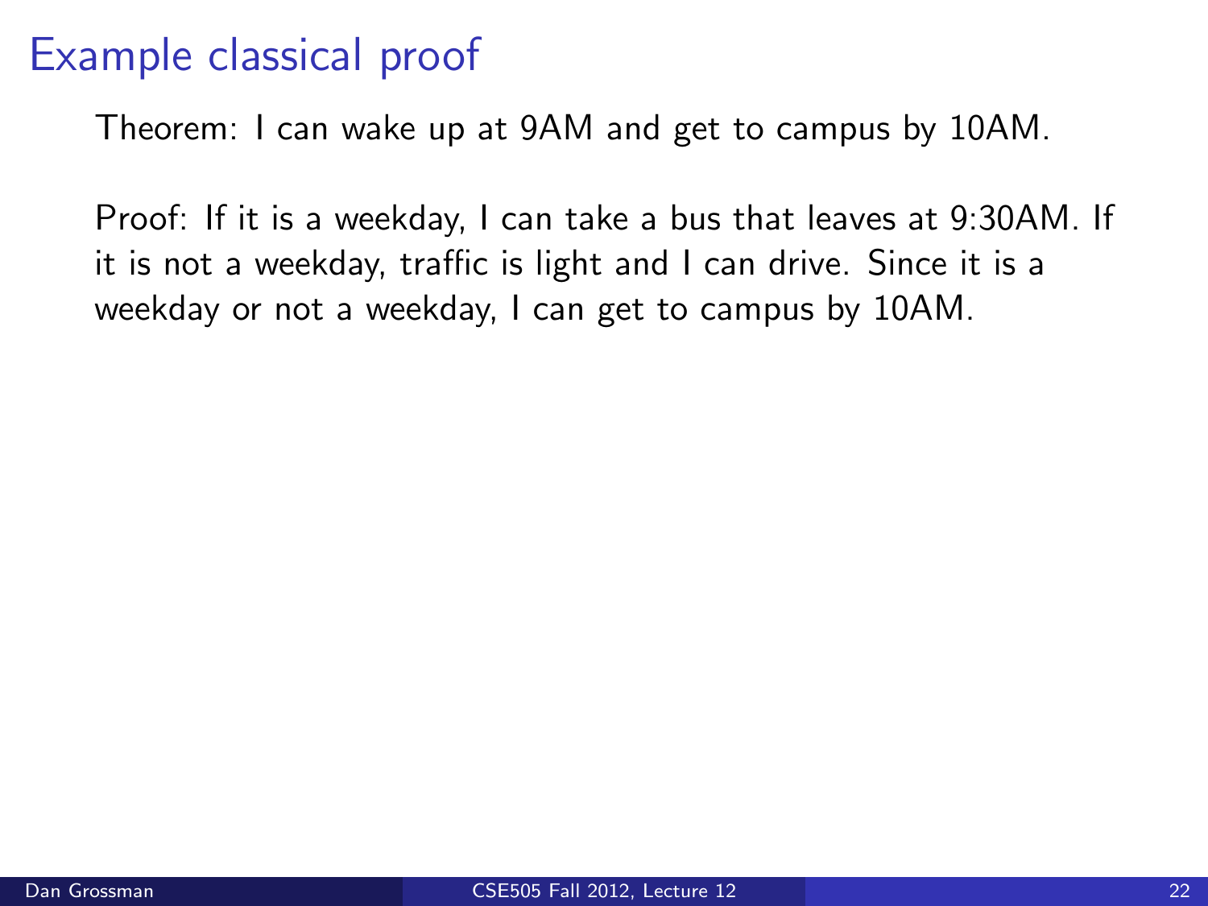# Example classical proof

Theorem: I can wake up at 9AM and get to campus by 10AM.

Proof: If it is a weekday, I can take a bus that leaves at 9:30AM. If it is not a weekday, traffic is light and I can drive. Since it is a weekday or not a weekday, I can get to campus by 10AM.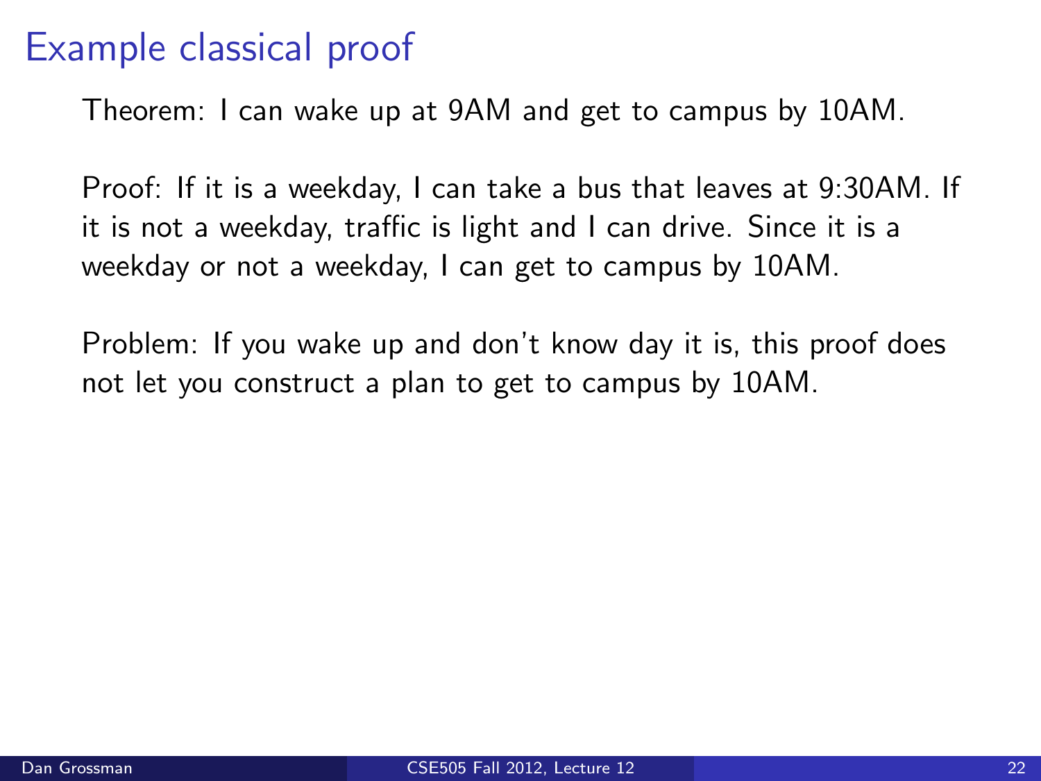# Example classical proof

Theorem: I can wake up at 9AM and get to campus by 10AM.

Proof: If it is a weekday, I can take a bus that leaves at 9:30AM. If it is not a weekday, traffic is light and I can drive. Since it is a weekday or not a weekday, I can get to campus by 10AM.

Problem: If you wake up and don't know day it is, this proof does not let you construct a plan to get to campus by 10AM.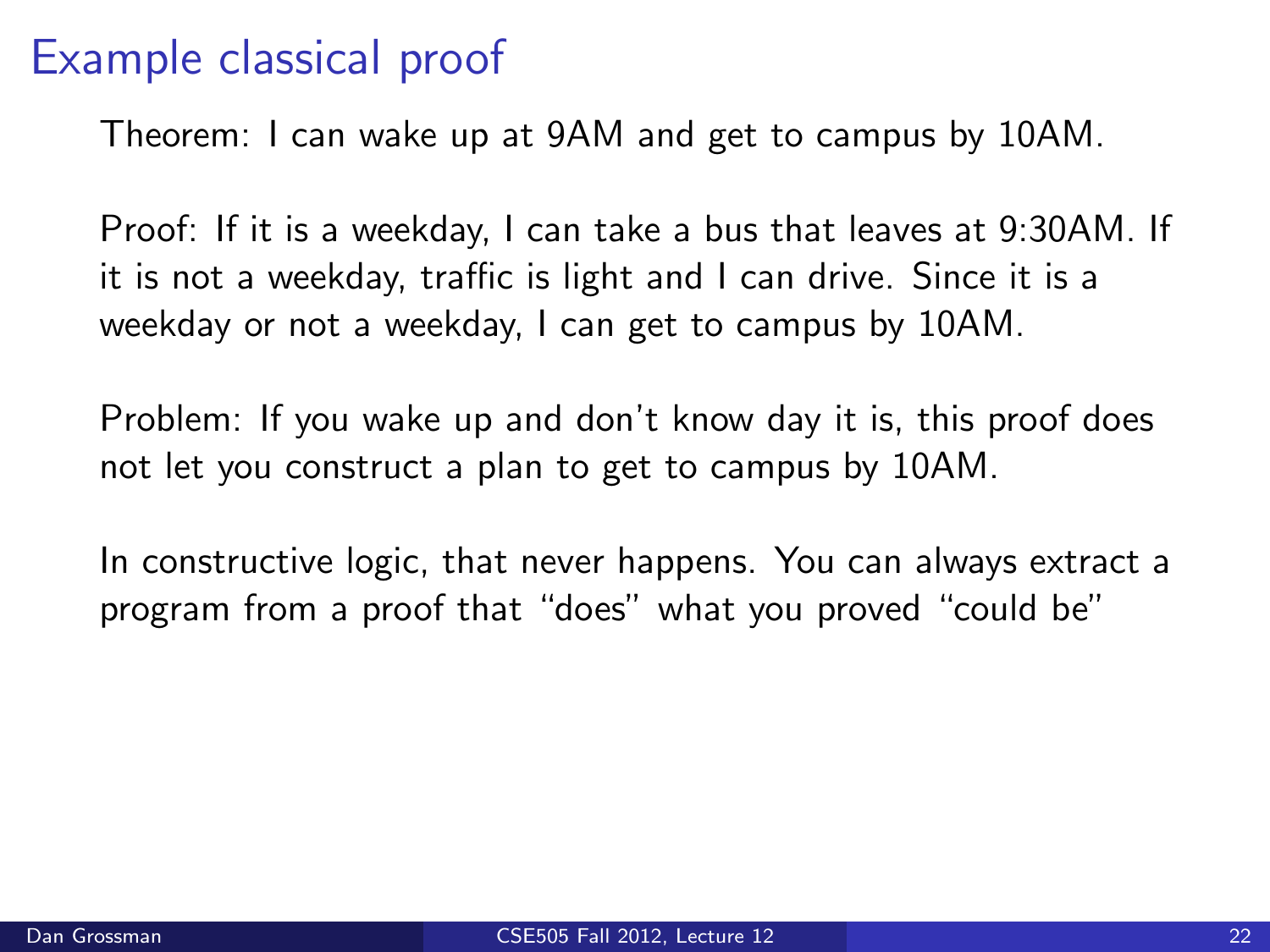# Example classical proof

Theorem: I can wake up at 9AM and get to campus by 10AM.

Proof: If it is a weekday, I can take a bus that leaves at 9:30AM. If it is not a weekday, traffic is light and I can drive. Since it is a weekday or not a weekday, I can get to campus by 10AM.

Problem: If you wake up and don't know day it is, this proof does not let you construct a plan to get to campus by 10AM.

In constructive logic, that never happens. You can always extract a program from a proof that "does" what you proved "could be"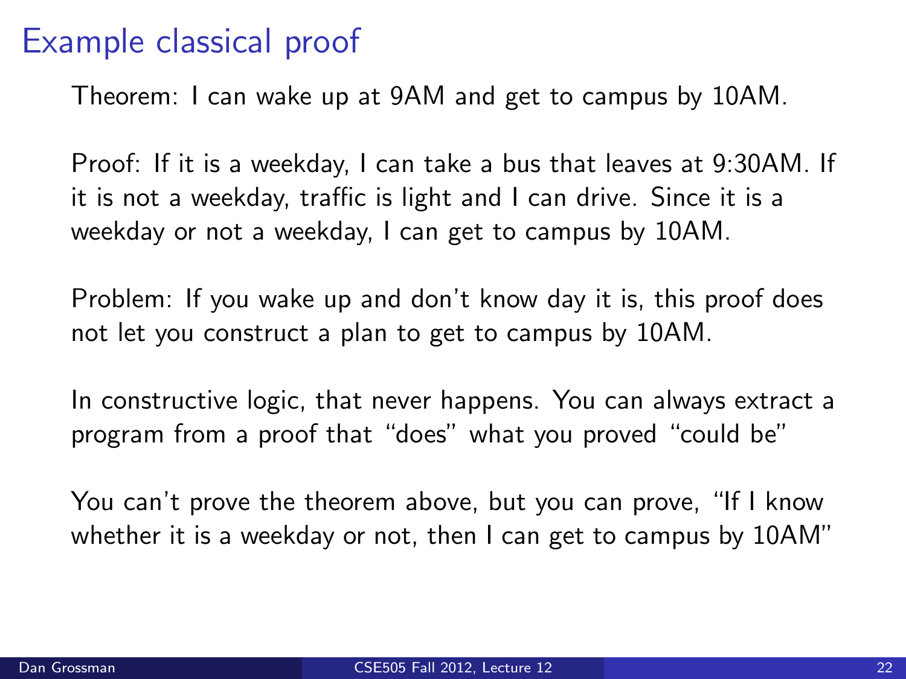# Example classical proof

Theorem: I can wake up at 9AM and get to campus by 10AM.

Proof: If it is a weekday, I can take a bus that leaves at 9:30AM. If it is not a weekday, traffic is light and I can drive. Since it is a weekday or not a weekday, I can get to campus by 10AM.

Problem: If you wake up and don't know day it is, this proof does not let you construct a plan to get to campus by 10AM.

In constructive logic, that never happens. You can always extract a program from a proof that "does" what you proved "could be"

You can't prove the theorem above, but you can prove, "If I know whether it is a weekday or not, then I can get to campus by 10AM"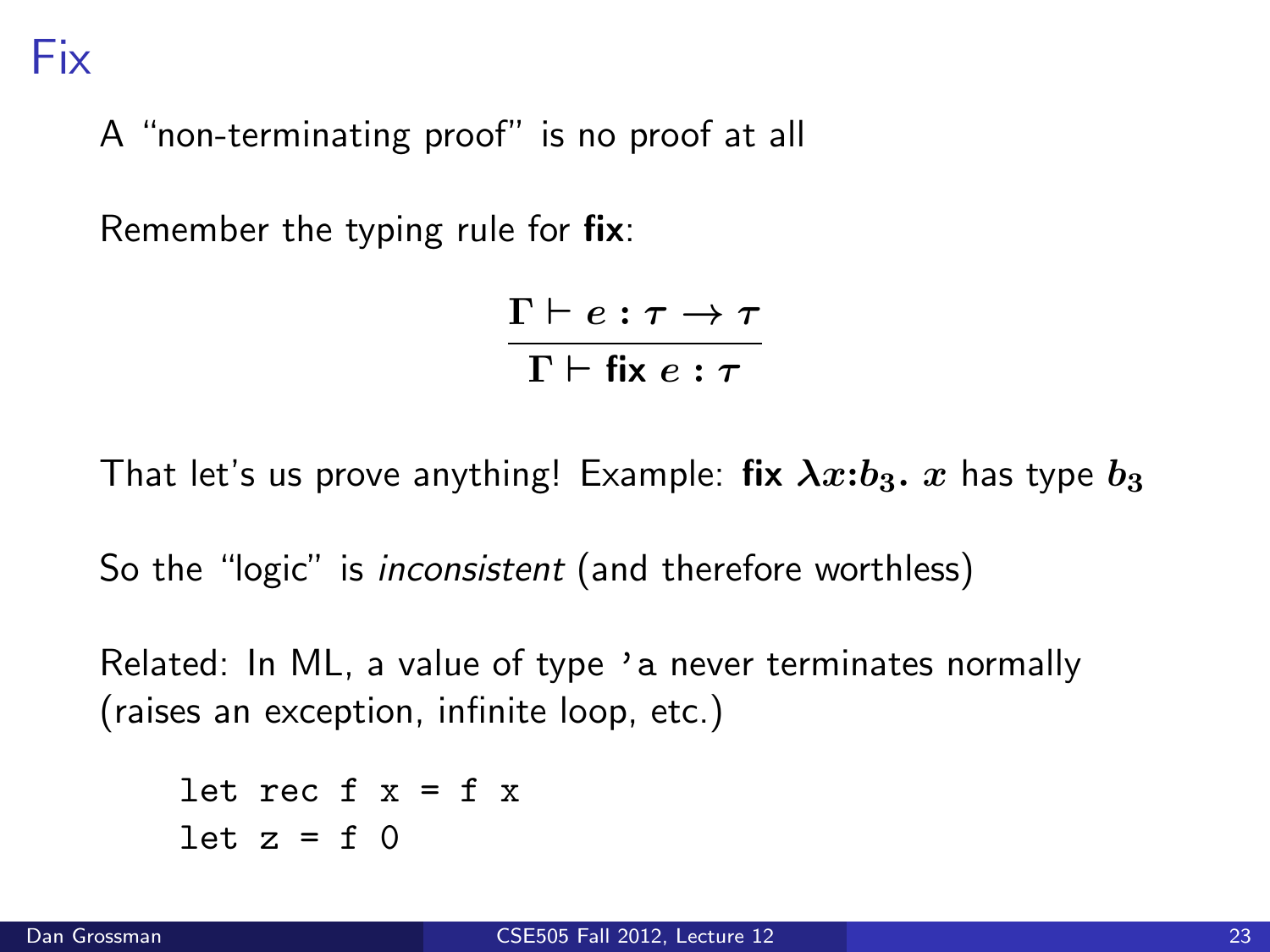# Fix

A "non-terminating proof" is no proof at all

Remember the typing rule for **fix**:

$$\frac{\Gamma \vdash e : \tau \to \tau}{\Gamma \vdash \textbf{fix } e : \tau}$$

That let's us prove anything! Example: **fix** $\lambda x{:}b_3.\ x$ has type $b_3$

So the "logic" is *inconsistent* (and therefore worthless)

Related: In ML, a value of type `'a` never terminates normally (raises an exception, infinite loop, etc.)

```
let rec f x = f x
let z = f 0
```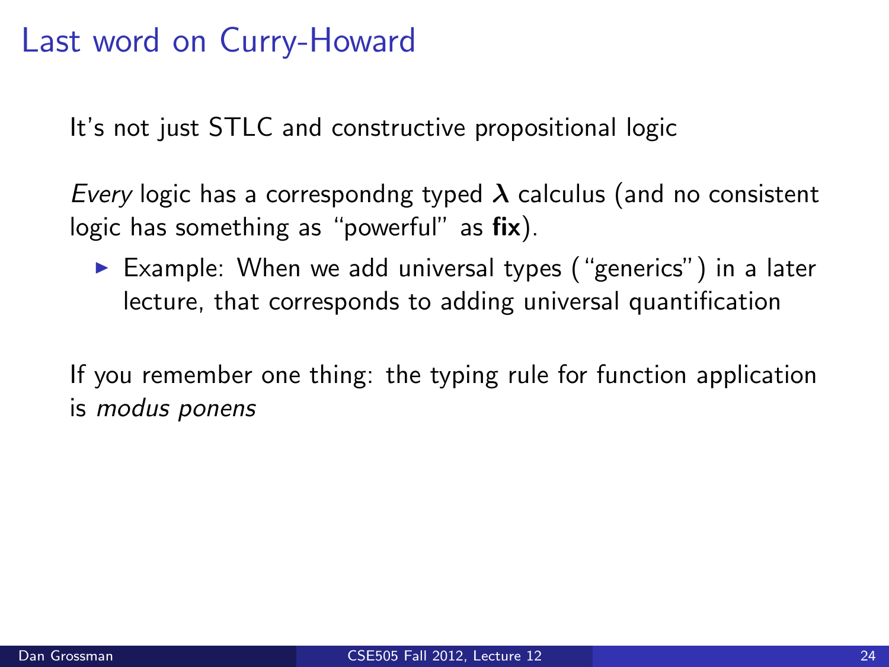# Last word on Curry-Howard

It's not just STLC and constructive propositional logic

*Every* logic has a correspondng typed $\boldsymbol{\lambda}$ calculus (and no consistent logic has something as "powerful" as **fix**).

- Example: When we add universal types ("generics") in a later lecture, that corresponds to adding universal quantification

If you remember one thing: the typing rule for function application is *modus ponens*